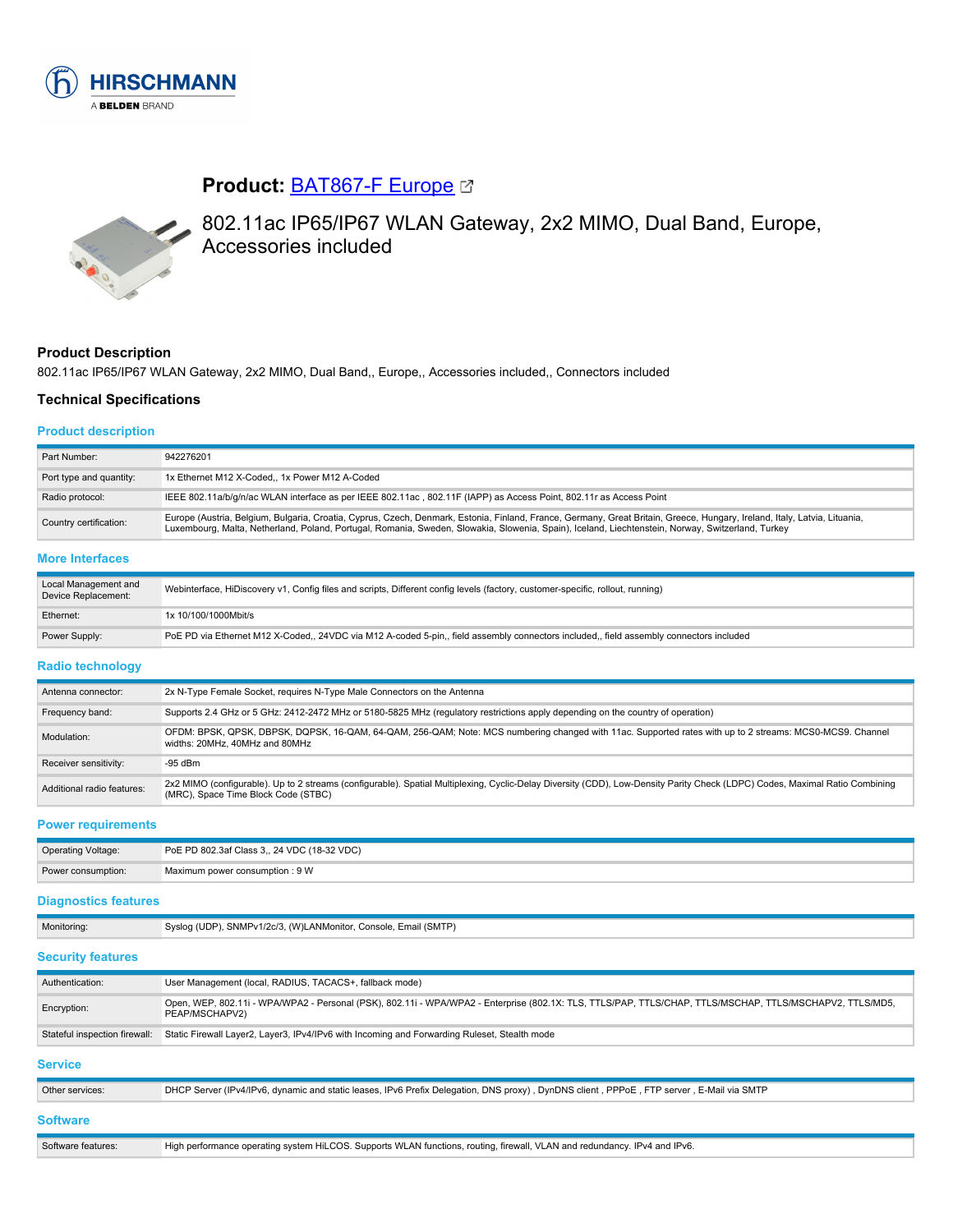# Product: BAT867-F Europe

## 802.11ac IP65/IP67 WLAN Gateway, 2x2 MIMO, Dual Band, Europe, Accessories included

### Product Description

802.11ac IP65/IP67 WLAN Gateway, 2x2 MIMO, Dual Band,, Europe,, Accessories included,, Connectors included

### Technical Specifications

#### Product description

| | |
|---|---|
| Part Number: | 942276201 |
| Port type and quantity: | 1x Ethernet M12 X-Coded,, 1x Power M12 A-Coded |
| Radio protocol: | IEEE 802.11a/b/g/n/ac WLAN interface as per IEEE 802.11ac , 802.11F (IAPP) as Access Point, 802.11r as Access Point |
| Country certification: | Europe (Austria, Belgium, Bulgaria, Croatia, Cyprus, Czech, Denmark, Estonia, Finland, France, Germany, Great Britain, Greece, Hungary, Ireland, Italy, Latvia, Lituania, Luxembourg, Malta, Netherland, Poland, Portugal, Romania, Sweden, Slowakia, Slowenia, Spain), Iceland, Liechtenstein, Norway, Switzerland, Turkey |

#### More Interfaces

| | |
|---|---|
| Local Management and Device Replacement: | Webinterface, HiDiscovery v1, Config files and scripts, Different config levels (factory, customer-specific, rollout, running) |
| Ethernet: | 1x 10/100/1000Mbit/s |
| Power Supply: | PoE PD via Ethernet M12 X-Coded,, 24VDC via M12 A-coded 5-pin,, field assembly connectors included,, field assembly connectors included |

#### Radio technology

| | |
|---|---|
| Antenna connector: | 2x N-Type Female Socket, requires N-Type Male Connectors on the Antenna |
| Frequency band: | Supports 2.4 GHz or 5 GHz: 2412-2472 MHz or 5180-5825 MHz (regulatory restrictions apply depending on the country of operation) |
| Modulation: | OFDM: BPSK, QPSK, DBPSK, DQPSK, 16-QAM, 64-QAM, 256-QAM; Note: MCS numbering changed with 11ac. Supported rates with up to 2 streams: MCS0-MCS9. Channel widths: 20MHz, 40MHz and 80MHz |
| Receiver sensitivity: | -95 dBm |
| Additional radio features: | 2x2 MIMO (configurable). Up to 2 streams (configurable). Spatial Multiplexing, Cyclic-Delay Diversity (CDD), Low-Density Parity Check (LDPC) Codes, Maximal Ratio Combining (MRC), Space Time Block Code (STBC) |

#### Power requirements

| | |
|---|---|
| Operating Voltage: | PoE PD 802.3af Class 3,, 24 VDC (18-32 VDC) |
| Power consumption: | Maximum power consumption : 9 W |

#### Diagnostics features

| | |
|---|---|
| Monitoring: | Syslog (UDP), SNMPv1/2c/3, (W)LANMonitor, Console, Email (SMTP) |

#### Security features

| | |
|---|---|
| Authentication: | User Management (local, RADIUS, TACACS+, fallback mode) |
| Encryption: | Open, WEP, 802.11i - WPA/WPA2 - Personal (PSK), 802.11i - WPA/WPA2 - Enterprise (802.1X: TLS, TTLS/PAP, TTLS/CHAP, TTLS/MSCHAP, TTLS/MSCHAPV2, TTLS/MD5, PEAP/MSCHAPV2) |
| Stateful inspection firewall: | Static Firewall Layer2, Layer3, IPv4/IPv6 with Incoming and Forwarding Ruleset, Stealth mode |

#### Service

| | |
|---|---|
| Other services: | DHCP Server (IPv4/IPv6, dynamic and static leases, IPv6 Prefix Delegation, DNS proxy) , DynDNS client , PPPoE , FTP server , E-Mail via SMTP |

#### Software

| | |
|---|---|
| Software features: | High performance operating system HiLCOS. Supports WLAN functions, routing, firewall, VLAN and redundancy. IPv4 and IPv6. |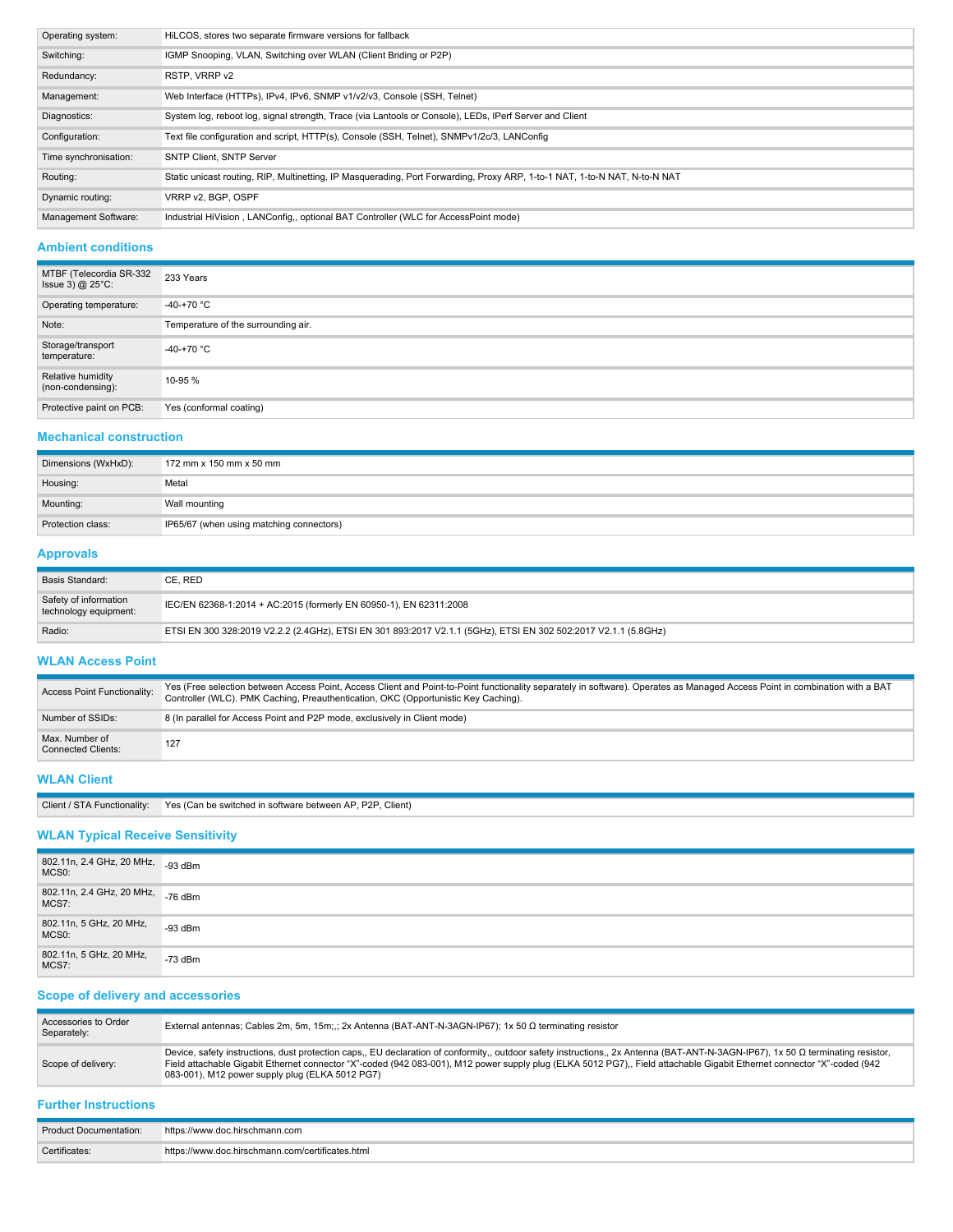| | |
|---|---|
| Operating system: | HiLCOS, stores two separate firmware versions for fallback |
| Switching: | IGMP Snooping, VLAN, Switching over WLAN (Client Briding or P2P) |
| Redundancy: | RSTP, VRRP v2 |
| Management: | Web Interface (HTTPs), IPv4, IPv6, SNMP v1/v2/v3, Console (SSH, Telnet) |
| Diagnostics: | System log, reboot log, signal strength, Trace (via Lantools or Console), LEDs, IPerf Server and Client |
| Configuration: | Text file configuration and script, HTTP(s), Console (SSH, Telnet), SNMPv1/2c/3, LANConfig |
| Time synchronisation: | SNTP Client, SNTP Server |
| Routing: | Static unicast routing, RIP, Multinetting, IP Masquerading, Port Forwarding, Proxy ARP, 1-to-1 NAT, 1-to-N NAT, N-to-N NAT |
| Dynamic routing: | VRRP v2, BGP, OSPF |
| Management Software: | Industrial HiVision , LANConfig,, optional BAT Controller (WLC for AccessPoint mode) |

## Ambient conditions

| | |
|---|---|
| MTBF (Telecordia SR-332 Issue 3) @ 25°C: | 233 Years |
| Operating temperature: | -40-+70 °C |
| Note: | Temperature of the surrounding air. |
| Storage/transport temperature: | -40-+70 °C |
| Relative humidity (non-condensing): | 10-95 % |
| Protective paint on PCB: | Yes (conformal coating) |

## Mechanical construction

| | |
|---|---|
| Dimensions (WxHxD): | 172 mm x 150 mm x 50 mm |
| Housing: | Metal |
| Mounting: | Wall mounting |
| Protection class: | IP65/67 (when using matching connectors) |

## Approvals

| | |
|---|---|
| Basis Standard: | CE, RED |
| Safety of information technology equipment: | IEC/EN 62368-1:2014 + AC:2015 (formerly EN 60950-1), EN 62311:2008 |
| Radio: | ETSI EN 300 328:2019 V2.2.2 (2.4GHz), ETSI EN 301 893:2017 V2.1.1 (5GHz), ETSI EN 302 502:2017 V2.1.1 (5.8GHz) |

## WLAN Access Point

| | |
|---|---|
| Access Point Functionality: | Yes (Free selection between Access Point, Access Client and Point-to-Point functionality separately in software). Operates as Managed Access Point in combination with a BAT Controller (WLC). PMK Caching, Preauthentication, OKC (Opportunistic Key Caching). |
| Number of SSIDs: | 8 (In parallel for Access Point and P2P mode, exclusively in Client mode) |
| Max. Number of Connected Clients: | 127 |

## WLAN Client

| | |
|---|---|
| Client / STA Functionality: | Yes (Can be switched in software between AP, P2P, Client) |

## WLAN Typical Receive Sensitivity

| | |
|---|---|
| 802.11n, 2.4 GHz, 20 MHz, MCS0: | -93 dBm |
| 802.11n, 2.4 GHz, 20 MHz, MCS7: | -76 dBm |
| 802.11n, 5 GHz, 20 MHz, MCS0: | -93 dBm |
| 802.11n, 5 GHz, 20 MHz, MCS7: | -73 dBm |

## Scope of delivery and accessories

| | |
|---|---|
| Accessories to Order Separately: | External antennas; Cables 2m, 5m, 15m;,; 2x Antenna (BAT-ANT-N-3AGN-IP67); 1x 50 Ω terminating resistor |
| Scope of delivery: | Device, safety instructions, dust protection caps,, EU declaration of conformity,, outdoor safety instructions,, 2x Antenna (BAT-ANT-N-3AGN-IP67), 1x 50 Ω terminating resistor, Field attachable Gigabit Ethernet connector "X"-coded (942 083-001), M12 power supply plug (ELKA 5012 PG7),, Field attachable Gigabit Ethernet connector "X"-coded (942 083-001), M12 power supply plug (ELKA 5012 PG7) |

## Further Instructions

| | |
|---|---|
| Product Documentation: | https://www.doc.hirschmann.com |
| Certificates: | https://www.doc.hirschmann.com/certificates.html |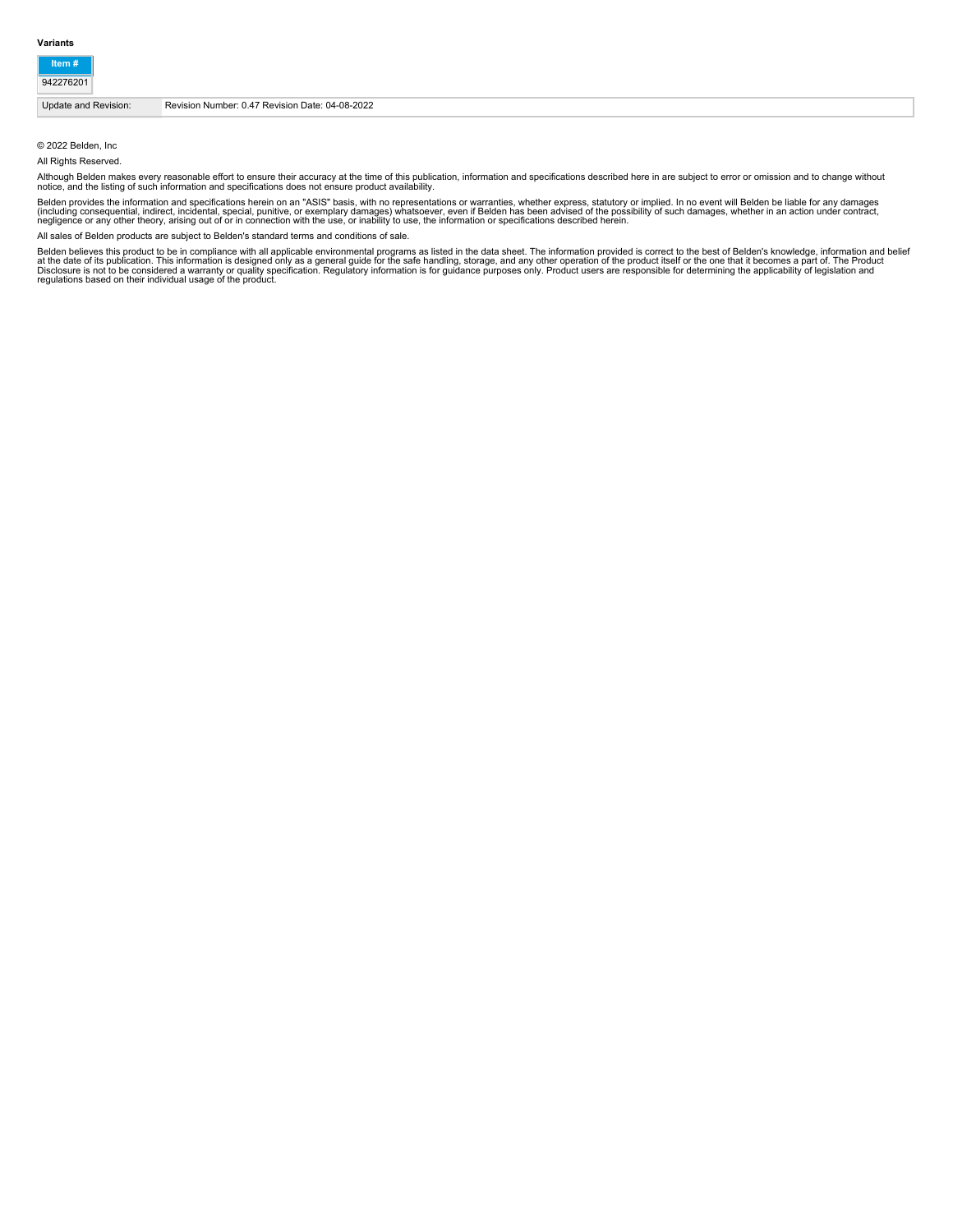**Variants**

| Item # |
| --- |
| 942276201 |

| | |
| --- | --- |
| Update and Revision: | Revision Number: 0.47 Revision Date: 04-08-2022 |

© 2022 Belden, Inc

All Rights Reserved.

Although Belden makes every reasonable effort to ensure their accuracy at the time of this publication, information and specifications described here in are subject to error or omission and to change without notice, and the listing of such information and specifications does not ensure product availability.

Belden provides the information and specifications herein on an "ASIS" basis, with no representations or warranties, whether express, statutory or implied. In no event will Belden be liable for any damages (including consequential, indirect, incidental, special, punitive, or exemplary damages) whatsoever, even if Belden has been advised of the possibility of such damages, whether in an action under contract, negligence or any other theory, arising out of or in connection with the use, or inability to use, the information or specifications described herein.

All sales of Belden products are subject to Belden's standard terms and conditions of sale.

Belden believes this product to be in compliance with all applicable environmental programs as listed in the data sheet. The information provided is correct to the best of Belden's knowledge, information and belief at the date of its publication. This information is designed only as a general guide for the safe handling, storage, and any other operation of the product itself or the one that it becomes a part of. The Product Disclosure is not to be considered a warranty or quality specification. Regulatory information is for guidance purposes only. Product users are responsible for determining the applicability of legislation and regulations based on their individual usage of the product.